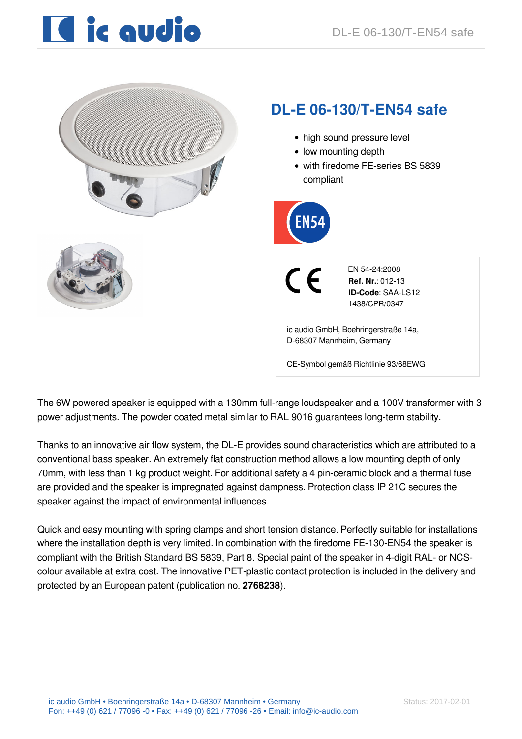# DL-E 06-130/T-EN54 safe

- high sound pressure level
- low mounting depth
- with firedome FE-series BS 5839 compliant

EN54

CE

EN 54-24:2008
**Ref. Nr.**: 012-13
**ID-Code**: SAA-LS12
1438/CPR/0347

ic audio GmbH, Boehringerstraße 14a,
D-68307 Mannheim, Germany

CE-Symbol gemäß Richtlinie 93/68EWG

The 6W powered speaker is equipped with a 130mm full-range loudspeaker and a 100V transformer with 3 power adjustments. The powder coated metal similar to RAL 9016 guarantees long-term stability.

Thanks to an innovative air flow system, the DL-E provides sound characteristics which are attributed to a conventional bass speaker. An extremely flat construction method allows a low mounting depth of only 70mm, with less than 1 kg product weight. For additional safety a 4 pin-ceramic block and a thermal fuse are provided and the speaker is impregnated against dampness. Protection class IP 21C secures the speaker against the impact of environmental influences.

Quick and easy mounting with spring clamps and short tension distance. Perfectly suitable for installations where the installation depth is very limited. In combination with the firedome FE-130-EN54 the speaker is compliant with the British Standard BS 5839, Part 8. Special paint of the speaker in 4-digit RAL- or NCS-colour available at extra cost. The innovative PET-plastic contact protection is included in the delivery and protected by an European patent (publication no. **2768238**).

ic audio GmbH • Boehringerstraße 14a • D-68307 Mannheim • Germany
Fon: ++49 (0) 621 / 77096 -0 • Fax: ++49 (0) 621 / 77096 -26 • Email: info@ic-audio.com

Status: 2017-02-01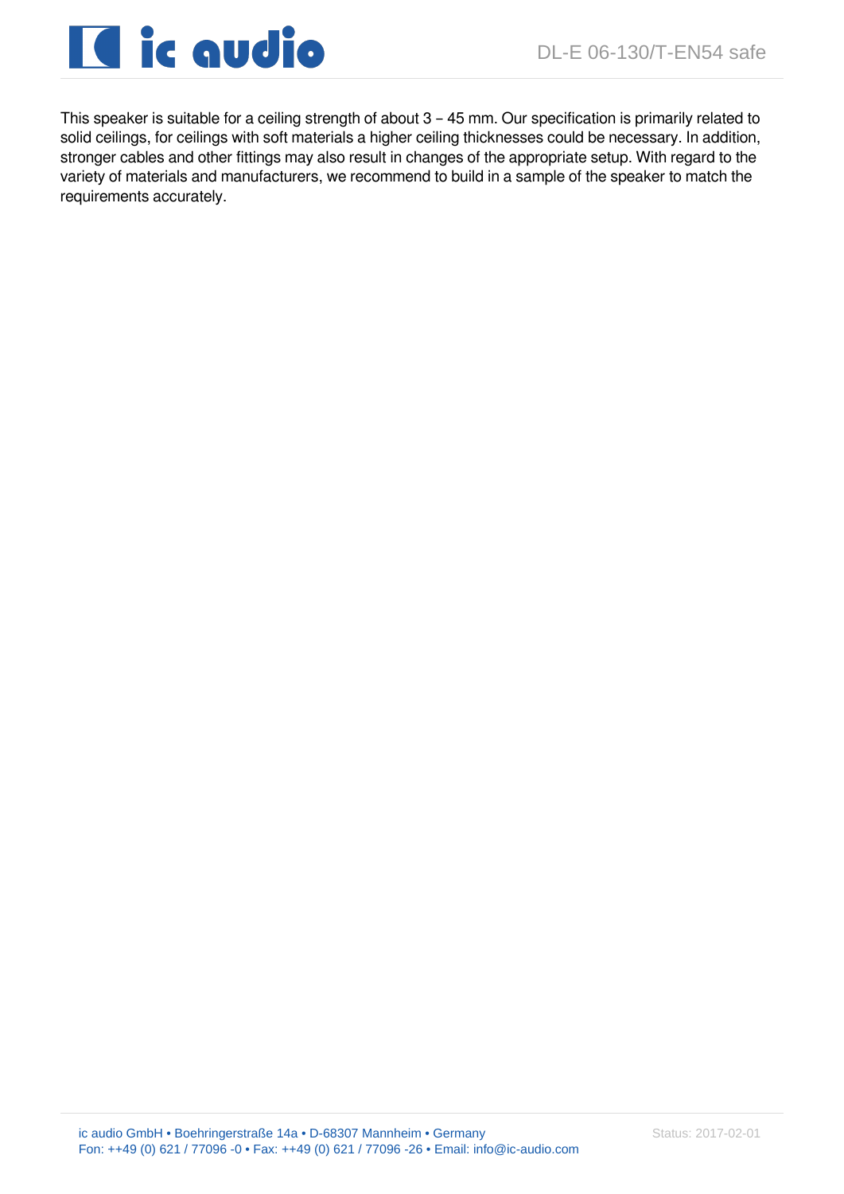This speaker is suitable for a ceiling strength of about 3 – 45 mm. Our specification is primarily related to solid ceilings, for ceilings with soft materials a higher ceiling thicknesses could be necessary. In addition, stronger cables and other fittings may also result in changes of the appropriate setup. With regard to the variety of materials and manufacturers, we recommend to build in a sample of the speaker to match the requirements accurately.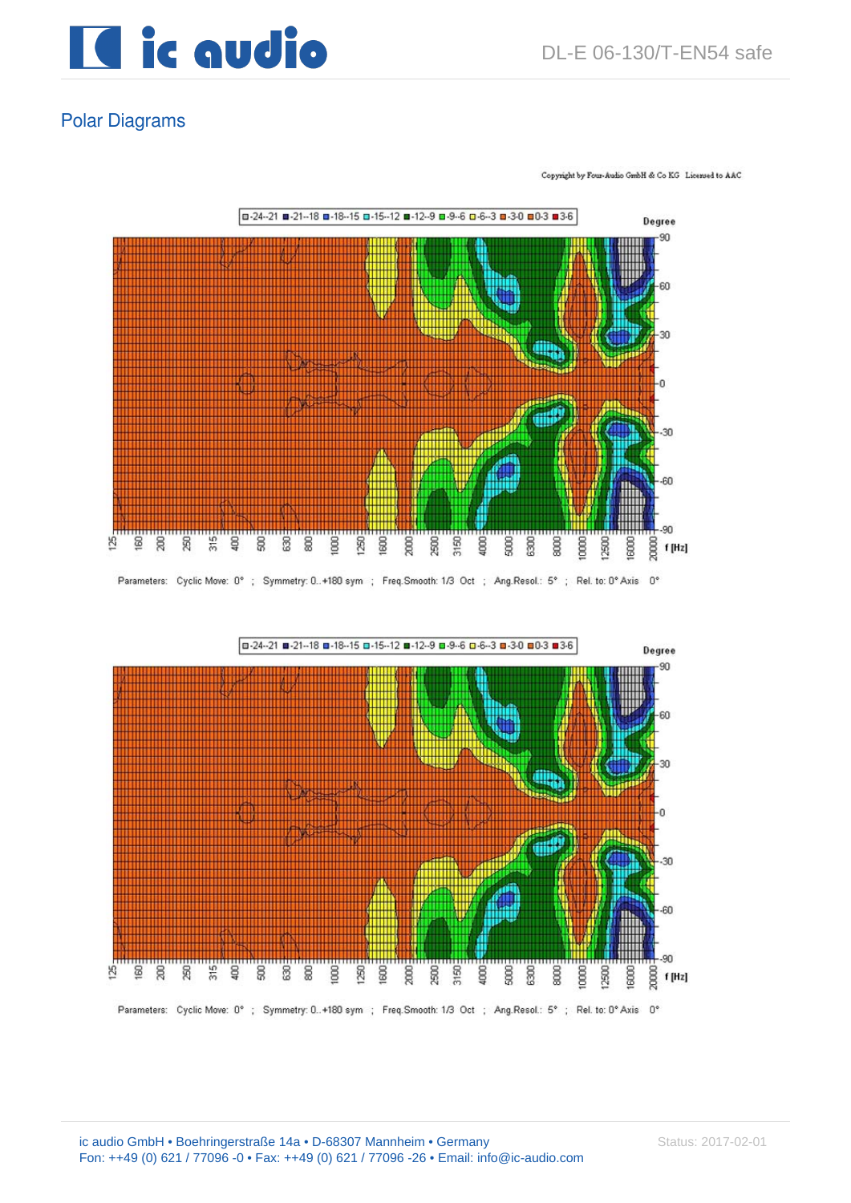## Polar Diagrams

Copyright by Four-Audio GmbH & Co KG Licensed to AAC

□-24--21 ■-21--18 ■-18--15 □-15--12 ■-12--9 ■-9--6 □-6--3 ■-3-0 ■0-3 ■3-6

Degree

90, 60, 30, 0, -30, -60, -90

125, 160, 200, 250, 315, 400, 500, 630, 800, 1000, 1250, 1600, 2000, 2500, 3150, 4000, 5000, 6300, 8000, 10000, 12500, 16000, 20000 f [Hz]

Parameters: Cyclic Move: 0° ; Symmetry: 0..+180 sym ; Freq.Smooth: 1/3 Oct ; Ang.Resol.: 5° ; Rel. to: 0° Axis 0°

□-24--21 ■-21--18 ■-18--15 □-15--12 ■-12--9 ■-9--6 □-6--3 ■-3-0 ■0-3 ■3-6

Degree

90, 60, 30, 0, -30, -60, -90

125, 160, 200, 250, 315, 400, 500, 630, 800, 1000, 1250, 1600, 2000, 2500, 3150, 4000, 5000, 6300, 8000, 10000, 12500, 16000, 20000 f [Hz]

Parameters: Cyclic Move: 0° ; Symmetry: 0..+180 sym ; Freq.Smooth: 1/3 Oct ; Ang.Resol.: 5° ; Rel. to: 0° Axis 0°

ic audio GmbH • Boehringerstraße 14a • D-68307 Mannheim • Germany
Fon: ++49 (0) 621 / 77096 -0 • Fax: ++49 (0) 621 / 77096 -26 • Email: info@ic-audio.com

Status: 2017-02-01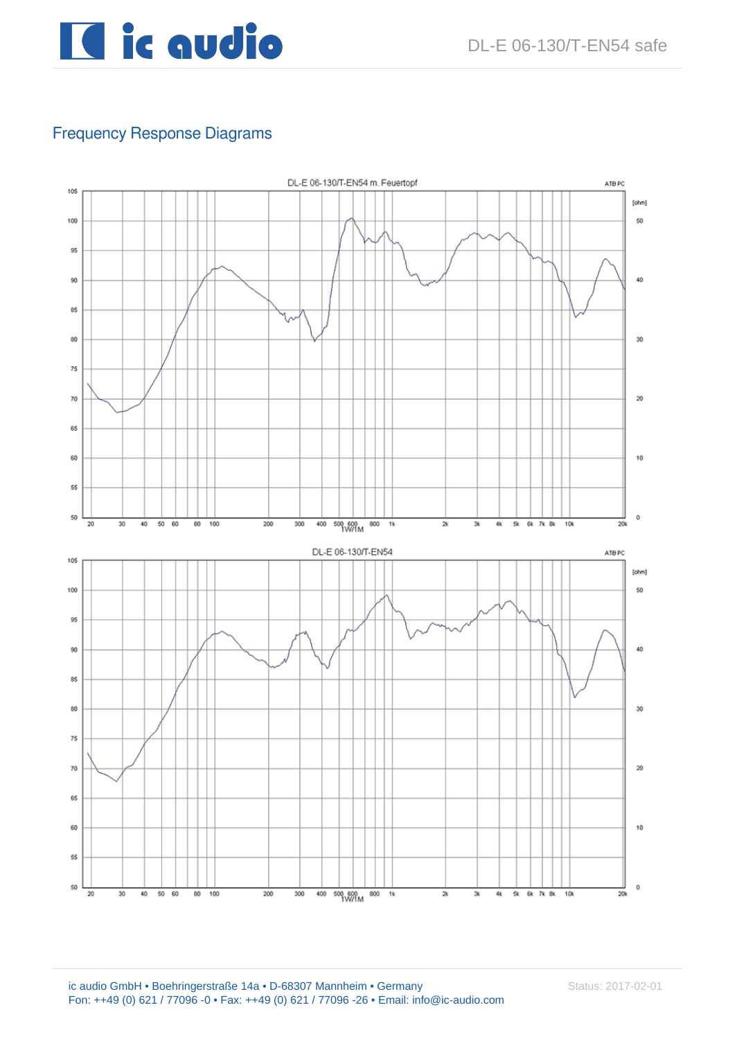## Frequency Response Diagrams

DL-E 06-130/T-EN54 m. Feuertopf

DL-E 06-130/T-EN54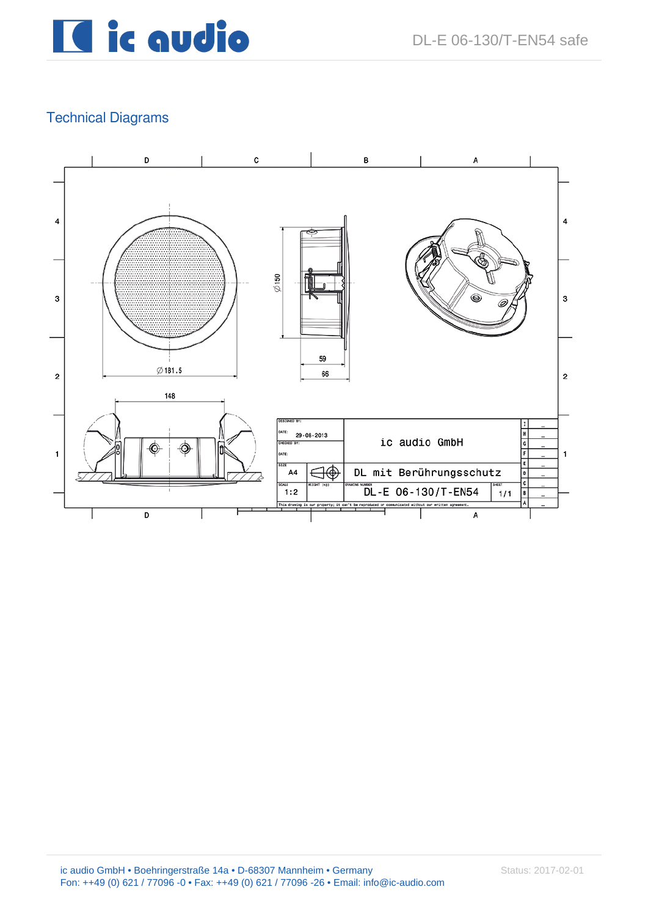## Technical Diagrams

| DESIGNED BY: | | ic audio GmbH |
|---|---|---|
| DATE: 29-08-2013 | | |
| CHECKED BY: | | |
| DATE: | | |
| SIZE A4 | | DL mit Berührungsschutz |
| SCALE 1:2 | WEIGHT (kg) | DRAWING NUMBER DL-E 06-130/T-EN54 | SHEET 1/1 |

This drawing is our property; it can't be reproduced or communicated without our written agreement.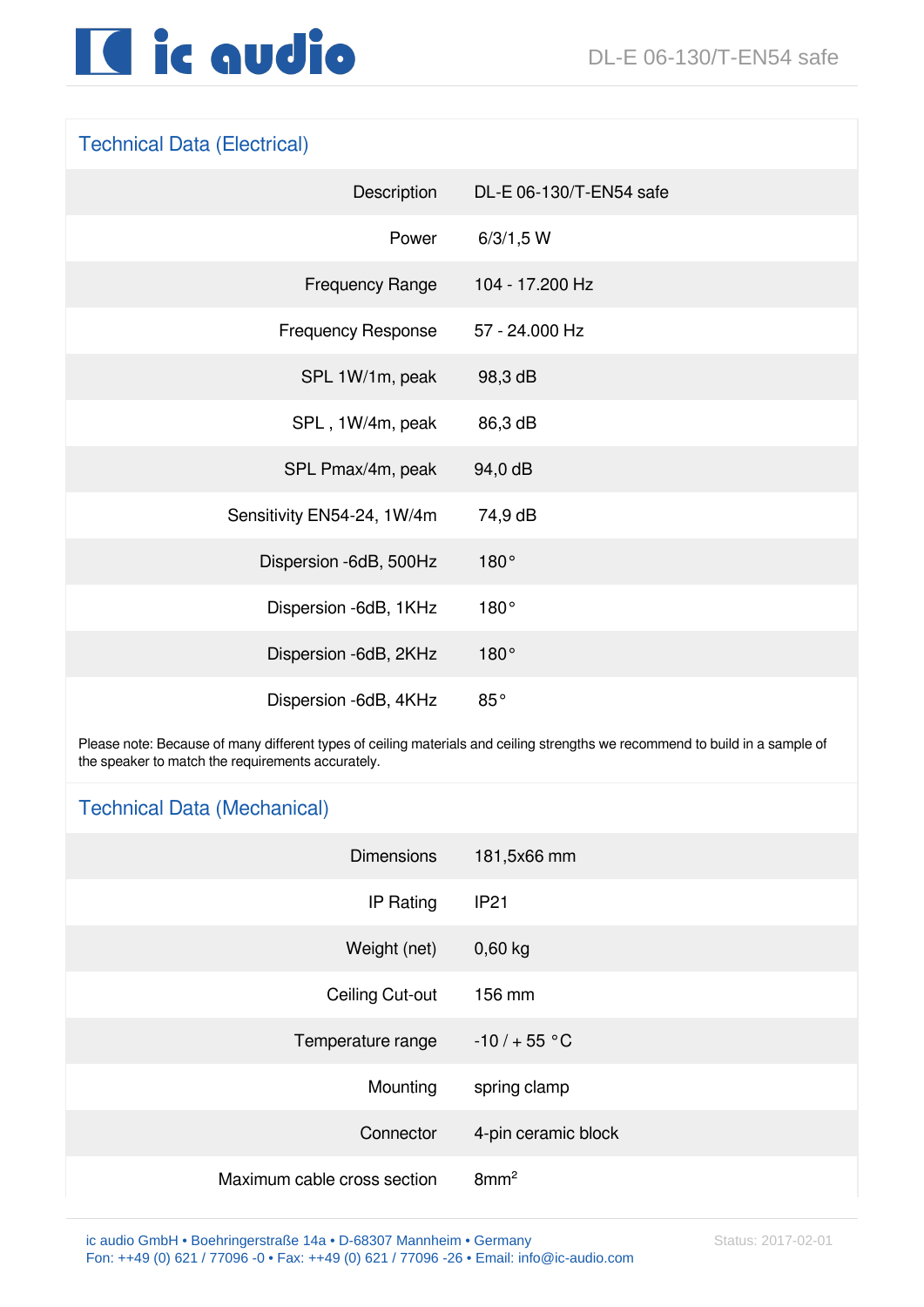## Technical Data (Electrical)

| | |
|---|---|
| Description | DL-E 06-130/T-EN54 safe |
| Power | 6/3/1,5 W |
| Frequency Range | 104 - 17.200 Hz |
| Frequency Response | 57 - 24.000 Hz |
| SPL 1W/1m, peak | 98,3 dB |
| SPL , 1W/4m, peak | 86,3 dB |
| SPL Pmax/4m, peak | 94,0 dB |
| Sensitivity EN54-24, 1W/4m | 74,9 dB |
| Dispersion -6dB, 500Hz | 180° |
| Dispersion -6dB, 1KHz | 180° |
| Dispersion -6dB, 2KHz | 180° |
| Dispersion -6dB, 4KHz | 85° |

Please note: Because of many different types of ceiling materials and ceiling strengths we recommend to build in a sample of the speaker to match the requirements accurately.

## Technical Data (Mechanical)

| | |
|---|---|
| Dimensions | 181,5x66 mm |
| IP Rating | IP21 |
| Weight (net) | 0,60 kg |
| Ceiling Cut-out | 156 mm |
| Temperature range | -10 / + 55 °C |
| Mounting | spring clamp |
| Connector | 4-pin ceramic block |
| Maximum cable cross section | 8mm² |

ic audio GmbH • Boehringerstraße 14a • D-68307 Mannheim • Germany
Fon: ++49 (0) 621 / 77096 -0 • Fax: ++49 (0) 621 / 77096 -26 • Email: info@ic-audio.com

Status: 2017-02-01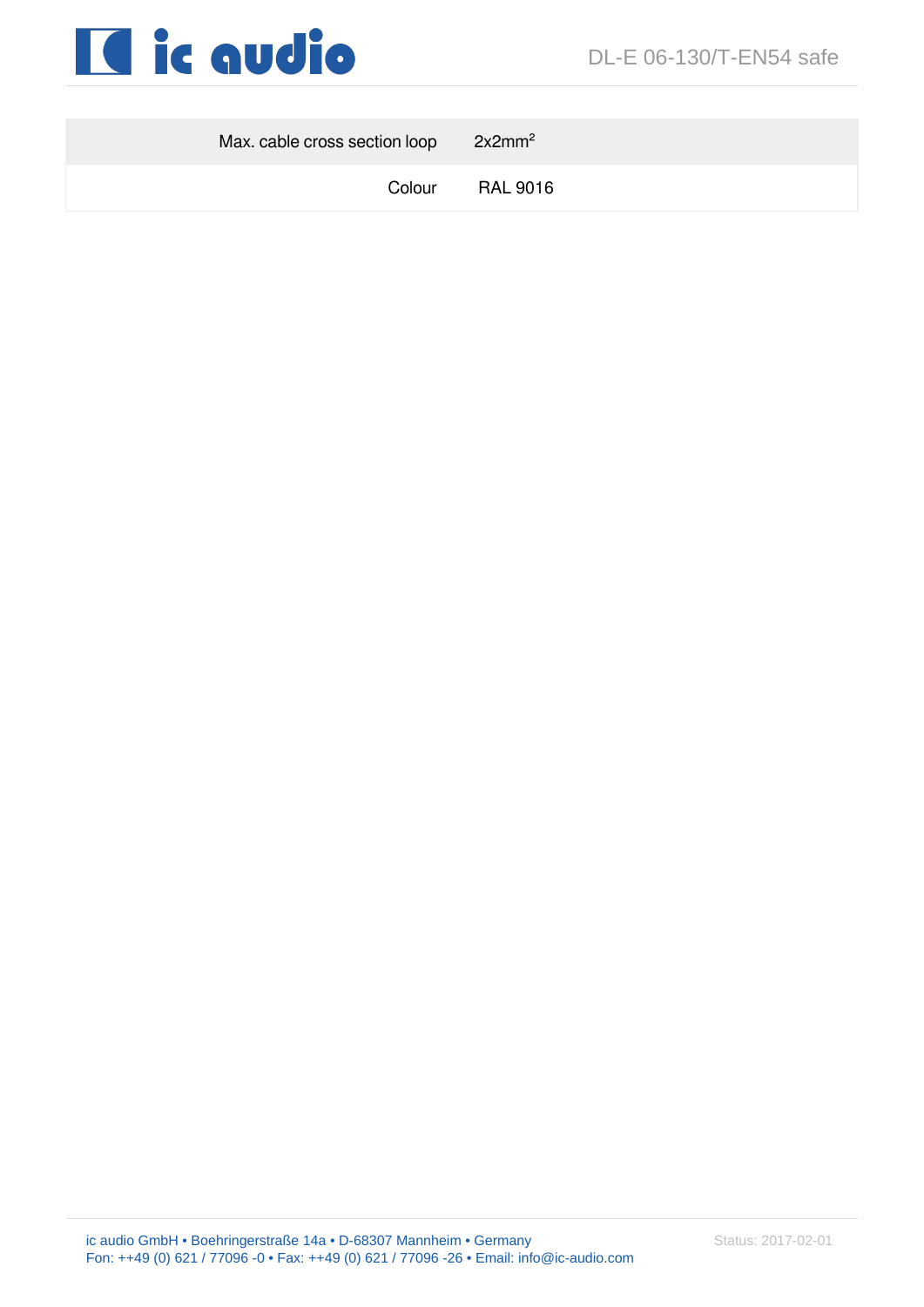| | |
|---|---|
| Max. cable cross section loop | 2x2mm$^2$ |
| Colour | RAL 9016 |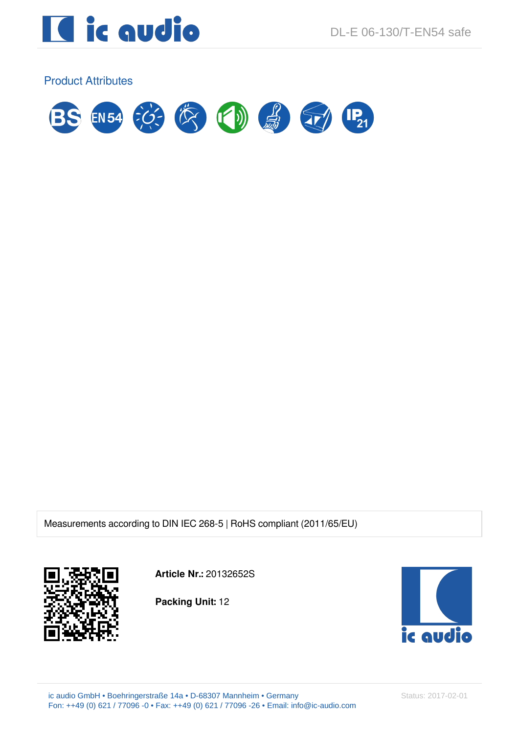## Product Attributes

BS EN 54 IP 21

Measurements according to DIN IEC 268-5 | RoHS compliant (2011/65/EU)

**Article Nr.:** 20132652S

**Packing Unit:** 12

ic audio GmbH • Boehringerstraße 14a • D-68307 Mannheim • Germany
Fon: ++49 (0) 621 / 77096 -0 • Fax: ++49 (0) 621 / 77096 -26 • Email: info@ic-audio.com

Status: 2017-02-01